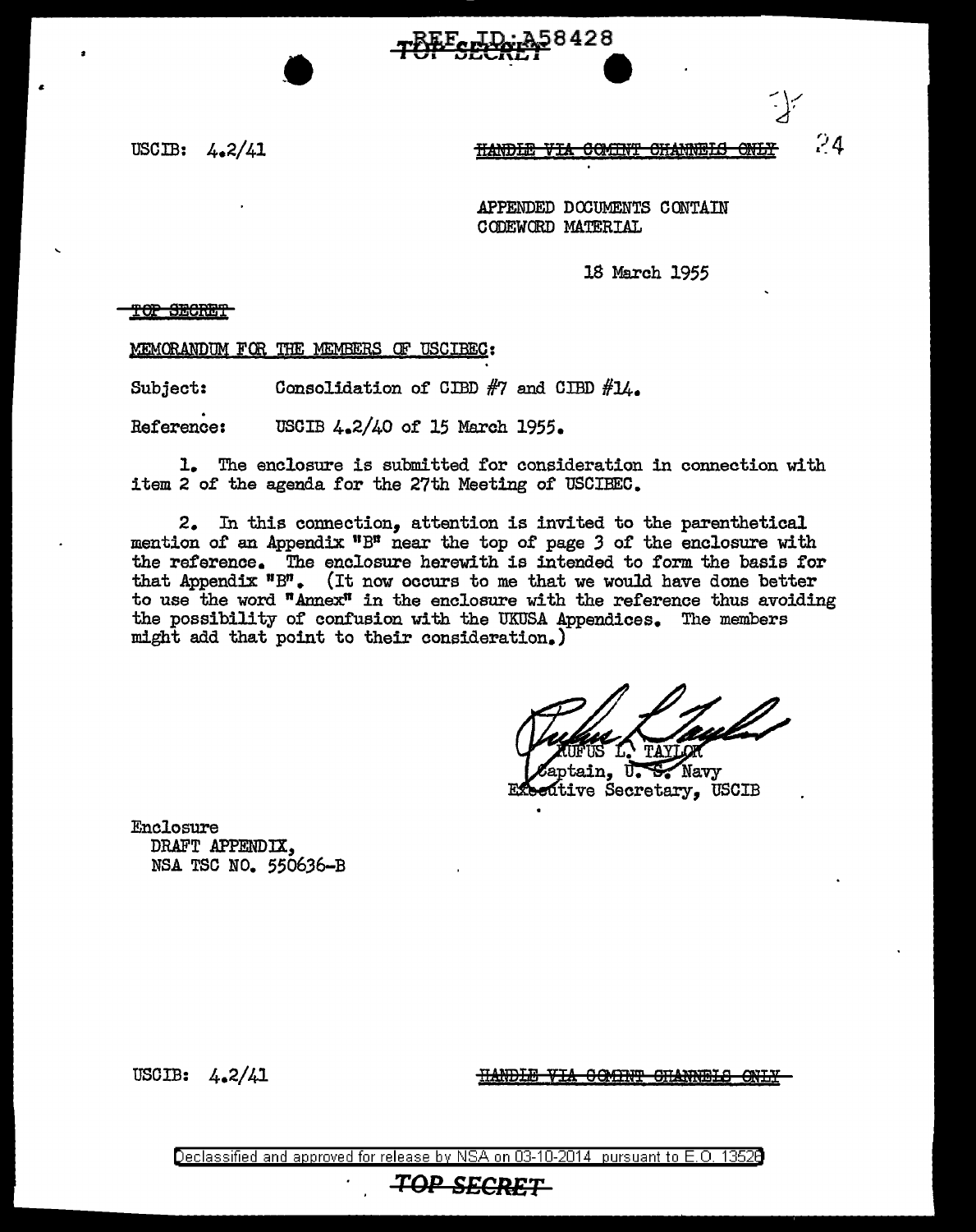REF ID:A58428

TOP SECRET

USCIB: 4.2/41

~~HANDLE VIA COMINT CHANNELS ONLY~~

APPENDED DOCUMENTS CONTAIN CODEWORD MATERIAL

18 March 1955

~~TOP SECRET~~

MEMORANDUM FOR THE MEMBERS OF USCIBEC:

Subject: Consolidation of CIBD #7 and CIBD #14.

Reference: USCIB 4.2/40 of 15 March 1955.

1. The enclosure is submitted for consideration in connection with item 2 of the agenda for the 27th Meeting of USCIBEC.

2. In this connection, attention is invited to the parenthetical mention of an Appendix "B" near the top of page 3 of the enclosure with the reference. The enclosure herewith is intended to form the basis for that Appendix "B". (It now occurs to me that we would have done better to use the word "Annex" in the enclosure with the reference thus avoiding the possibility of confusion with the UKUSA Appendices. The members might add that point to their consideration.)

RUFUS L. TAYLOR
Captain, U. S. Navy
Executive Secretary, USCIB

Enclosure
DRAFT APPENDIX,
NSA TSC NO. 550636-B

USCIB: 4.2/41

~~HANDLE VIA COMINT CHANNELS ONLY~~

Declassified and approved for release by NSA on 03-10-2014 pursuant to E.O. 13526

TOP SECRET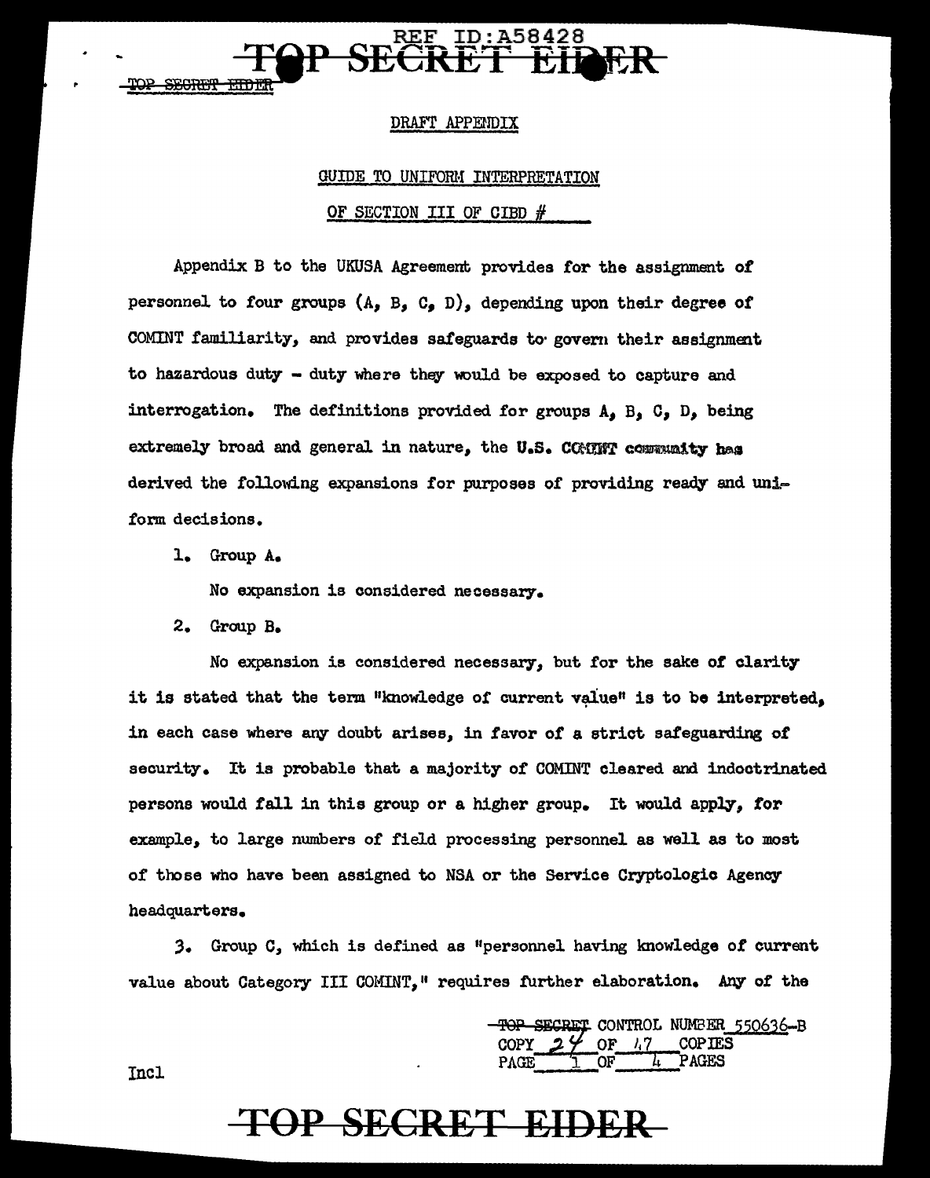DRAFT APPENDIX

GUIDE TO UNIFORM INTERPRETATION

OF SECTION III OF CIBD # \_\_\_\_

Appendix B to the UKUSA Agreement provides for the assignment of personnel to four groups (A, B, C, D), depending upon their degree of COMINT familiarity, and provides safeguards to govern their assignment to hazardous duty - duty where they would be exposed to capture and interrogation. The definitions provided for groups A, B, C, D, being extremely broad and general in nature, the U.S. COMINT community has derived the following expansions for purposes of providing ready and uniform decisions.

1. Group A.

   No expansion is considered necessary.

2. Group B.

   No expansion is considered necessary, but for the sake of clarity it is stated that the term "knowledge of current value" is to be interpreted, in each case where any doubt arises, in favor of a strict safeguarding of security. It is probable that a majority of COMINT cleared and indoctrinated persons would fall in this group or a higher group. It would apply, for example, to large numbers of field processing personnel as well as to most of those who have been assigned to NSA or the Service Cryptologic Agency headquarters.

3. Group C, which is defined as "personnel having knowledge of current value about Category III COMINT," requires further elaboration. Any of the

~~TOP SECRET~~ CONTROL NUMBER 550636-B
COPY 24 OF 47 COPIES
PAGE 1 OF 4 PAGES

Incl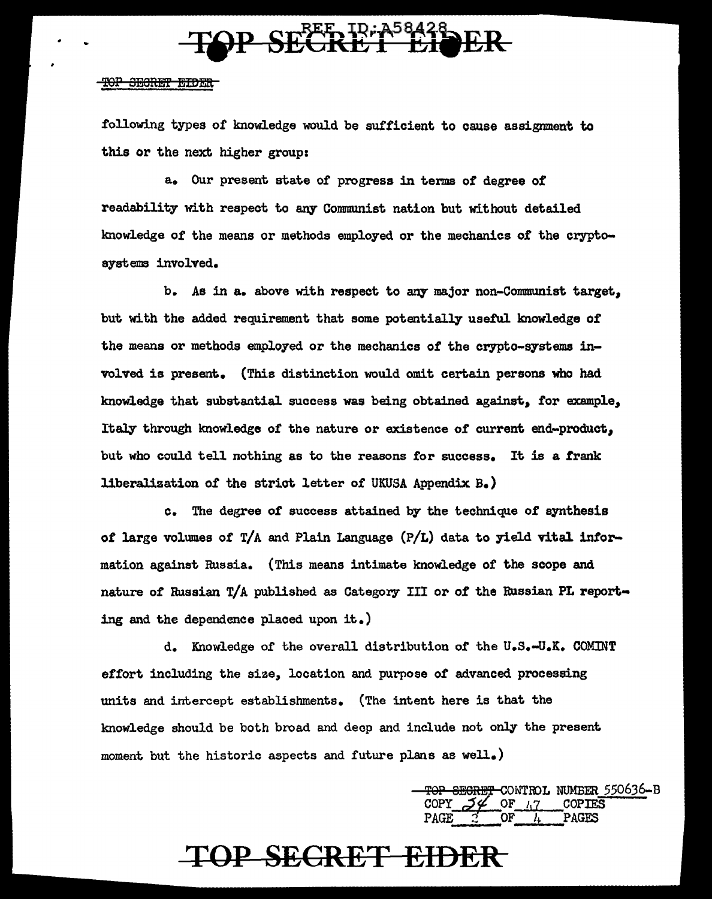following types of knowledge would be sufficient to cause assignment to this or the next higher group:

a. Our present state of progress in terms of degree of readability with respect to any Communist nation but without detailed knowledge of the means or methods employed or the mechanics of the crypto-systems involved.

b. As in a. above with respect to any major non-Communist target, but with the added requirement that some potentially useful knowledge of the means or methods employed or the mechanics of the crypto-systems involved is present. (This distinction would omit certain persons who had knowledge that substantial success was being obtained against, for example, Italy through knowledge of the nature or existence of current end-product, but who could tell nothing as to the reasons for success. It is a frank liberalization of the strict letter of UKUSA Appendix B.)

c. The degree of success attained by the technique of synthesis of large volumes of T/A and Plain Language (P/L) data to yield vital information against Russia. (This means intimate knowledge of the scope and nature of Russian T/A published as Category III or of the Russian PL reporting and the dependence placed upon it.)

d. Knowledge of the overall distribution of the U.S.-U.K. COMINT effort including the size, location and purpose of advanced processing units and intercept establishments. (The intent here is that the knowledge should be both broad and deep and include not only the present moment but the historic aspects and future plans as well.)

~~TOP SECRET~~ CONTROL NUMBER 550636-B
COPY 34 OF 47 COPIES
PAGE 2 OF 4 PAGES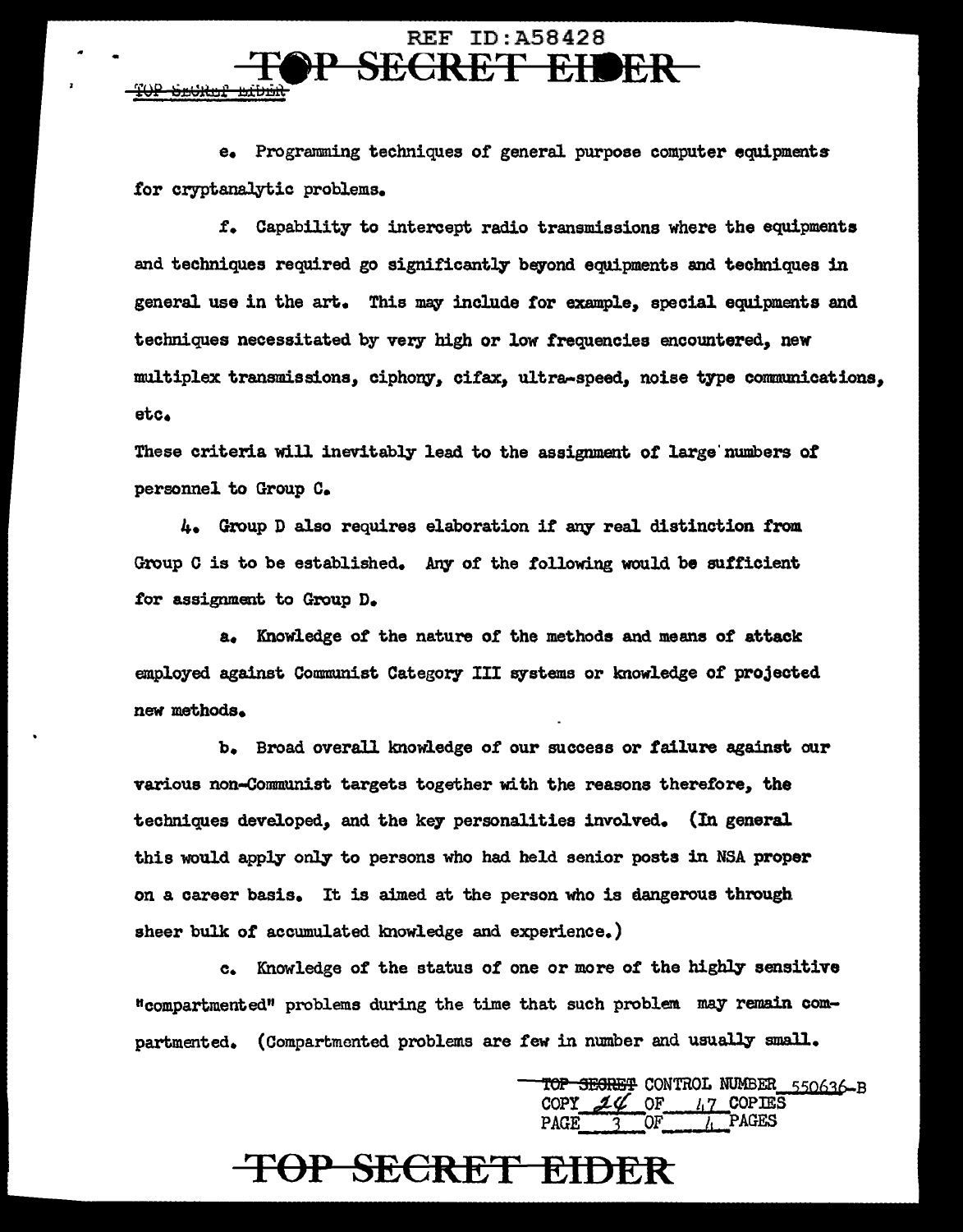e. Programming techniques of general purpose computer equipments for cryptanalytic problems.

f. Capability to intercept radio transmissions where the equipments and techniques required go significantly beyond equipments and techniques in general use in the art. This may include for example, special equipments and techniques necessitated by very high or low frequencies encountered, new multiplex transmissions, ciphony, cifax, ultra-speed, noise type communications, etc.

These criteria will inevitably lead to the assignment of large numbers of personnel to Group C.

4. Group D also requires elaboration if any real distinction from Group C is to be established. Any of the following would be sufficient for assignment to Group D.

a. Knowledge of the nature of the methods and means of attack employed against Communist Category III systems or knowledge of projected new methods.

b. Broad overall knowledge of our success or failure against our various non-Communist targets together with the reasons therefore, the techniques developed, and the key personalities involved. (In general this would apply only to persons who had held senior posts in NSA proper on a career basis. It is aimed at the person who is dangerous through sheer bulk of accumulated knowledge and experience.)

c. Knowledge of the status of one or more of the highly sensitive "compartmented" problems during the time that such problem may remain compartmented. (Compartmented problems are few in number and usually small.

~~TOP SECRET~~ CONTROL NUMBER 550636-B
COPY 24 OF 47 COPIES
PAGE 3 OF 4 PAGES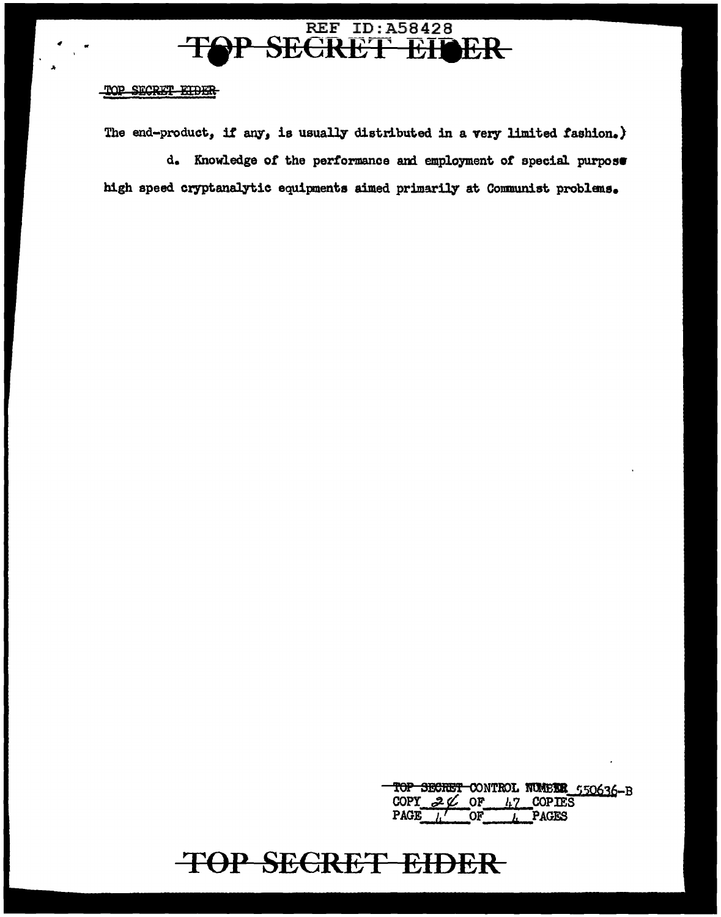The end-product, if any, is usually distributed in a very limited fashion.)

d. Knowledge of the performance and employment of special purpose high speed cryptanalytic equipments aimed primarily at Communist problems.

~~TOP SECRET~~ CONTROL NUMBER 550636-B
COPY 26 OF 47 COPIES
PAGE 4 OF 4 PAGES